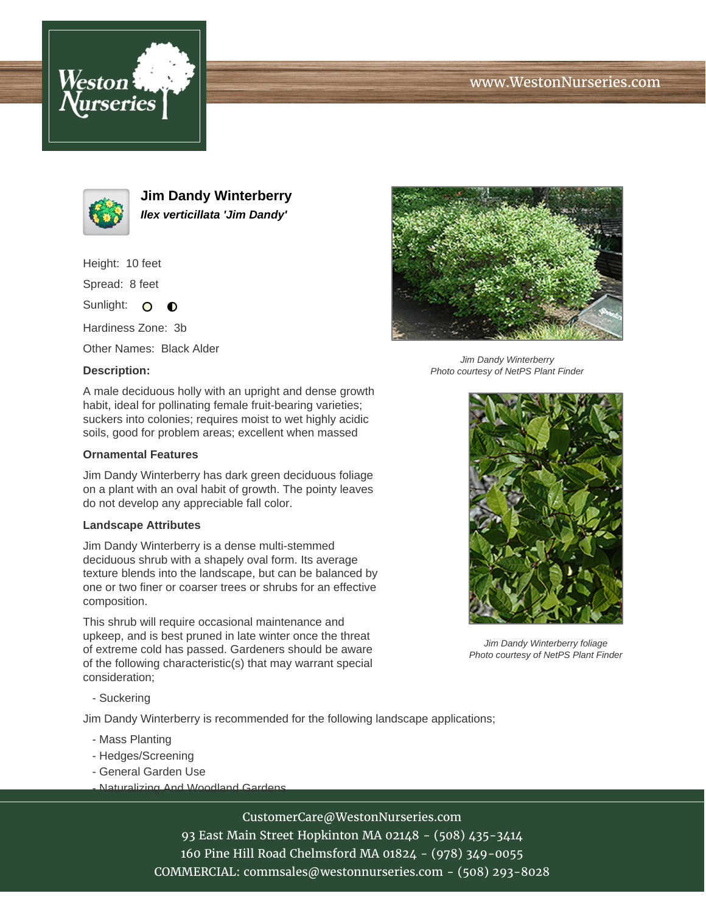# Jim Dandy Winterberry

***Ilex verticillata 'Jim Dandy'***

Height: 10 feet

Spread: 8 feet

Sunlight:

Hardiness Zone: 3b

Other Names: Black Alder

Jim Dandy Winterberry
Photo courtesy of NetPS Plant Finder

**Description:**

A male deciduous holly with an upright and dense growth habit, ideal for pollinating female fruit-bearing varieties; suckers into colonies; requires moist to wet highly acidic soils, good for problem areas; excellent when massed

### Ornamental Features

Jim Dandy Winterberry has dark green deciduous foliage on a plant with an oval habit of growth. The pointy leaves do not develop any appreciable fall color.

### Landscape Attributes

Jim Dandy Winterberry is a dense multi-stemmed deciduous shrub with a shapely oval form. Its average texture blends into the landscape, but can be balanced by one or two finer or coarser trees or shrubs for an effective composition.

This shrub will require occasional maintenance and upkeep, and is best pruned in late winter once the threat of extreme cold has passed. Gardeners should be aware of the following characteristic(s) that may warrant special consideration;

- Suckering

Jim Dandy Winterberry foliage
Photo courtesy of NetPS Plant Finder

Jim Dandy Winterberry is recommended for the following landscape applications;

- Mass Planting
- Hedges/Screening
- General Garden Use
- Naturalizing And Woodland Gardens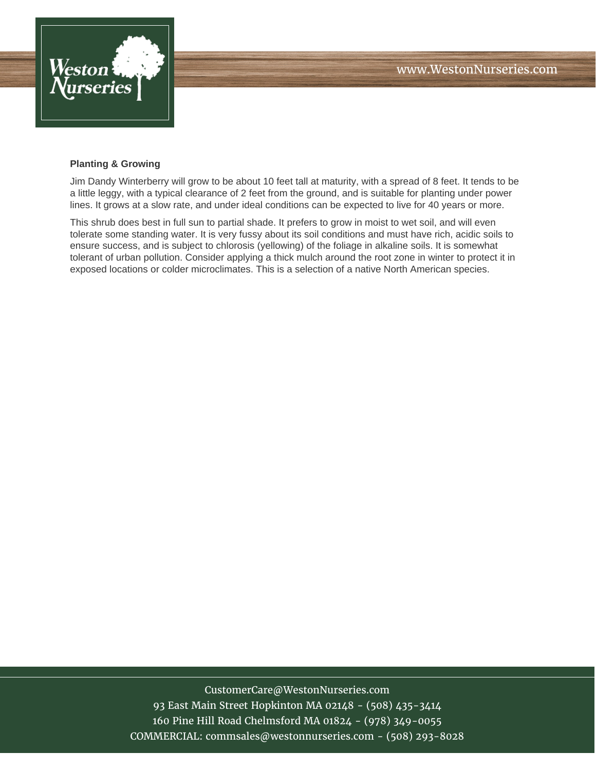### Planting & Growing

Jim Dandy Winterberry will grow to be about 10 feet tall at maturity, with a spread of 8 feet. It tends to be a little leggy, with a typical clearance of 2 feet from the ground, and is suitable for planting under power lines. It grows at a slow rate, and under ideal conditions can be expected to live for 40 years or more.

This shrub does best in full sun to partial shade. It prefers to grow in moist to wet soil, and will even tolerate some standing water. It is very fussy about its soil conditions and must have rich, acidic soils to ensure success, and is subject to chlorosis (yellowing) of the foliage in alkaline soils. It is somewhat tolerant of urban pollution. Consider applying a thick mulch around the root zone in winter to protect it in exposed locations or colder microclimates. This is a selection of a native North American species.